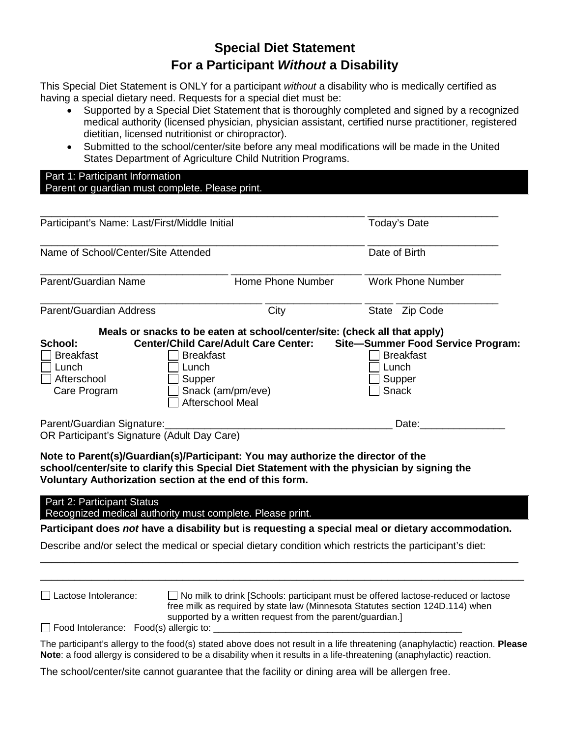# Special Diet Statement
# For a Participant *Without* a Disability

This Special Diet Statement is ONLY for a participant *without* a disability who is medically certified as having a special dietary need. Requests for a special diet must be:

- Supported by a Special Diet Statement that is thoroughly completed and signed by a recognized medical authority (licensed physician, physician assistant, certified nurse practitioner, registered dietitian, licensed nutritionist or chiropractor).
- Submitted to the school/center/site before any meal modifications will be made in the United States Department of Agriculture Child Nutrition Programs.

## Part 1: Participant Information
Parent or guardian must complete. Please print.

______________________________ ______________
Participant's Name: Last/First/Middle Initial — Today's Date

______________________________ ______________
Name of School/Center/Site Attended — Date of Birth

______________ ______________ ______________
Parent/Guardian Name — Home Phone Number — Work Phone Number

______________ ______________ ______________
Parent/Guardian Address — City — State Zip Code

**Meals or snacks to be eaten at school/center/site: (check all that apply)**

| **School:** | **Center/Child Care/Adult Care Center:** | **Site—Summer Food Service Program:** |
|---|---|---|
| ☐ Breakfast | ☐ Breakfast | ☐ Breakfast |
| ☐ Lunch | ☐ Lunch | ☐ Lunch |
| ☐ Afterschool Care Program | ☐ Supper | ☐ Supper |
| | ☐ Snack (am/pm/eve) | ☐ Snack |
| | ☐ Afterschool Meal | |

Parent/Guardian Signature:______________________________ Date:______________
OR Participant's Signature (Adult Day Care)

**Note to Parent(s)/Guardian(s)/Participant: You may authorize the director of the school/center/site to clarify this Special Diet Statement with the physician by signing the Voluntary Authorization section at the end of this form.**

## Part 2: Participant Status
Recognized medical authority must complete. Please print.

**Participant does *not* have a disability but is requesting a special meal or dietary accommodation.**

Describe and/or select the medical or special dietary condition which restricts the participant's diet:

______________________________________________________________________

______________________________________________________________________

☐ Lactose Intolerance: ☐ No milk to drink [Schools: participant must be offered lactose-reduced or lactose free milk as required by state law (Minnesota Statutes section 124D.114) when supported by a written request from the parent/guardian.]

☐ Food Intolerance: Food(s) allergic to: ______________________________

The participant's allergy to the food(s) stated above does not result in a life threatening (anaphylactic) reaction. **Please Note**: a food allergy is considered to be a disability when it results in a life-threatening (anaphylactic) reaction.

The school/center/site cannot guarantee that the facility or dining area will be allergen free.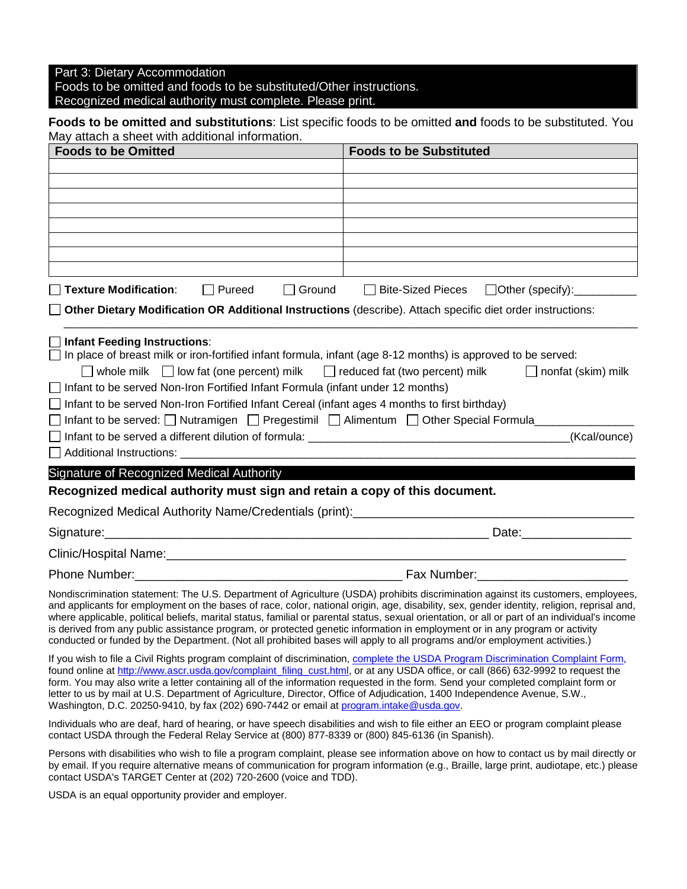## Part 3: Dietary Accommodation
Foods to be omitted and foods to be substituted/Other instructions.
Recognized medical authority must complete. Please print.

**Foods to be omitted and substitutions**: List specific foods to be omitted **and** foods to be substituted. You May attach a sheet with additional information.

| Foods to be Omitted | Foods to be Substituted |
| --- | --- |
| | |
| | |
| | |
| | |
| | |
| | |
| | |
| | |

☐ **Texture Modification**: ☐ Pureed ☐ Ground ☐ Bite-Sized Pieces ☐ Other (specify):__________

☐ **Other Dietary Modification OR Additional Instructions** (describe). Attach specific diet order instructions:

_______________________________________________________________________________________

☐ **Infant Feeding Instructions**:

☐ In place of breast milk or iron-fortified infant formula, infant (age 8-12 months) is approved to be served:

☐ whole milk ☐ low fat (one percent) milk ☐ reduced fat (two percent) milk ☐ nonfat (skim) milk

☐ Infant to be served Non-Iron Fortified Infant Formula (infant under 12 months)

☐ Infant to be served Non-Iron Fortified Infant Cereal (infant ages 4 months to first birthday)

☐ Infant to be served: ☐ Nutramigen ☐ Pregestimil ☐ Alimentum ☐ Other Special Formula_______________

☐ Infant to be served a different dilution of formula: __________________________________________(Kcal/ounce)

☐ Additional Instructions: ______________________________________________________________________

## Signature of Recognized Medical Authority

**Recognized medical authority must sign and retain a copy of this document.**

Recognized Medical Authority Name/Credentials (print):________________________________________

Signature:__________________________________________________________ Date:________________

Clinic/Hospital Name:______________________________________________________________________

Phone Number:______________________________________ Fax Number:______________________

Nondiscrimination statement: The U.S. Department of Agriculture (USDA) prohibits discrimination against its customers, employees, and applicants for employment on the bases of race, color, national origin, age, disability, sex, gender identity, religion, reprisal and, where applicable, political beliefs, marital status, familial or parental status, sexual orientation, or all or part of an individual's income is derived from any public assistance program, or protected genetic information in employment or in any program or activity conducted or funded by the Department. (Not all prohibited bases will apply to all programs and/or employment activities.)

If you wish to file a Civil Rights program complaint of discrimination, complete the USDA Program Discrimination Complaint Form, found online at http://www.ascr.usda.gov/complaint_filing_cust.html, or at any USDA office, or call (866) 632-9992 to request the form. You may also write a letter containing all of the information requested in the form. Send your completed complaint form or letter to us by mail at U.S. Department of Agriculture, Director, Office of Adjudication, 1400 Independence Avenue, S.W., Washington, D.C. 20250-9410, by fax (202) 690-7442 or email at program.intake@usda.gov.

Individuals who are deaf, hard of hearing, or have speech disabilities and wish to file either an EEO or program complaint please contact USDA through the Federal Relay Service at (800) 877-8339 or (800) 845-6136 (in Spanish).

Persons with disabilities who wish to file a program complaint, please see information above on how to contact us by mail directly or by email. If you require alternative means of communication for program information (e.g., Braille, large print, audiotape, etc.) please contact USDA's TARGET Center at (202) 720-2600 (voice and TDD).

USDA is an equal opportunity provider and employer.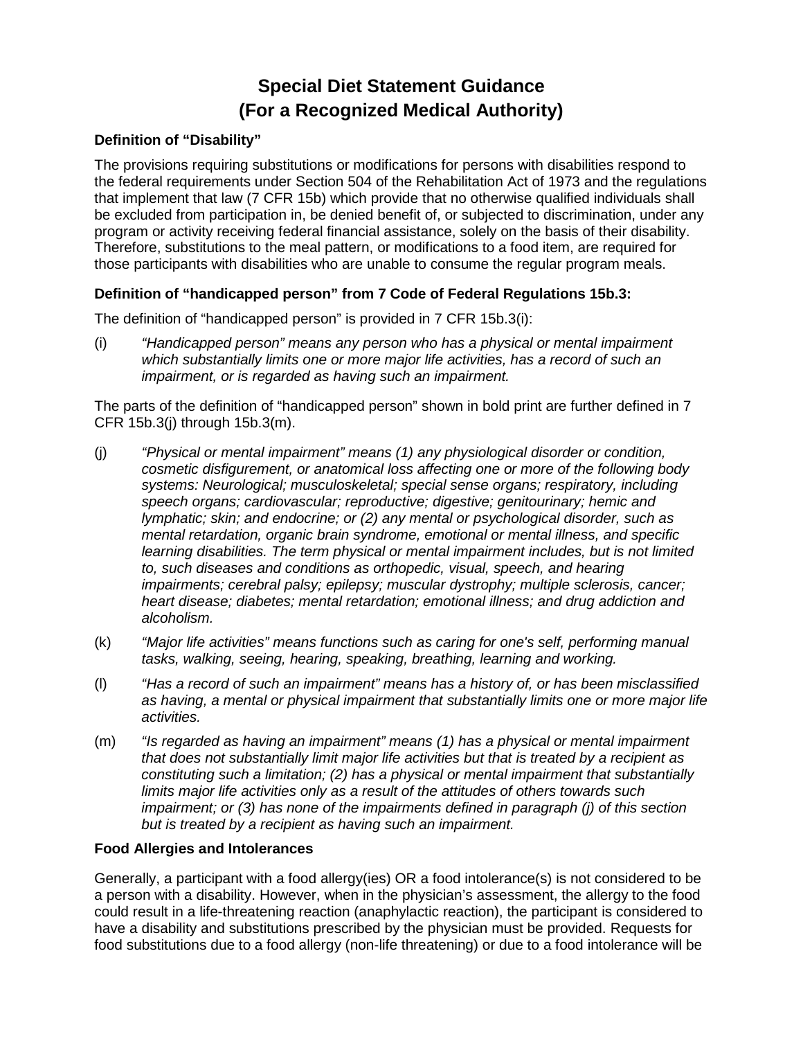# Special Diet Statement Guidance (For a Recognized Medical Authority)

**Definition of "Disability"**

The provisions requiring substitutions or modifications for persons with disabilities respond to the federal requirements under Section 504 of the Rehabilitation Act of 1973 and the regulations that implement that law (7 CFR 15b) which provide that no otherwise qualified individuals shall be excluded from participation in, be denied benefit of, or subjected to discrimination, under any program or activity receiving federal financial assistance, solely on the basis of their disability. Therefore, substitutions to the meal pattern, or modifications to a food item, are required for those participants with disabilities who are unable to consume the regular program meals.

**Definition of "handicapped person" from 7 Code of Federal Regulations 15b.3:**

The definition of "handicapped person" is provided in 7 CFR 15b.3(i):

(i) *"Handicapped person" means any person who has a physical or mental impairment which substantially limits one or more major life activities, has a record of such an impairment, or is regarded as having such an impairment.*

The parts of the definition of "handicapped person" shown in bold print are further defined in 7 CFR 15b.3(j) through 15b.3(m).

(j) *"Physical or mental impairment" means (1) any physiological disorder or condition, cosmetic disfigurement, or anatomical loss affecting one or more of the following body systems: Neurological; musculoskeletal; special sense organs; respiratory, including speech organs; cardiovascular; reproductive; digestive; genitourinary; hemic and lymphatic; skin; and endocrine; or (2) any mental or psychological disorder, such as mental retardation, organic brain syndrome, emotional or mental illness, and specific learning disabilities. The term physical or mental impairment includes, but is not limited to, such diseases and conditions as orthopedic, visual, speech, and hearing impairments; cerebral palsy; epilepsy; muscular dystrophy; multiple sclerosis, cancer; heart disease; diabetes; mental retardation; emotional illness; and drug addiction and alcoholism.*

(k) *"Major life activities" means functions such as caring for one's self, performing manual tasks, walking, seeing, hearing, speaking, breathing, learning and working.*

(l) *"Has a record of such an impairment" means has a history of, or has been misclassified as having, a mental or physical impairment that substantially limits one or more major life activities.*

(m) *"Is regarded as having an impairment" means (1) has a physical or mental impairment that does not substantially limit major life activities but that is treated by a recipient as constituting such a limitation; (2) has a physical or mental impairment that substantially limits major life activities only as a result of the attitudes of others towards such impairment; or (3) has none of the impairments defined in paragraph (j) of this section but is treated by a recipient as having such an impairment.*

**Food Allergies and Intolerances**

Generally, a participant with a food allergy(ies) OR a food intolerance(s) is not considered to be a person with a disability. However, when in the physician's assessment, the allergy to the food could result in a life-threatening reaction (anaphylactic reaction), the participant is considered to have a disability and substitutions prescribed by the physician must be provided. Requests for food substitutions due to a food allergy (non-life threatening) or due to a food intolerance will be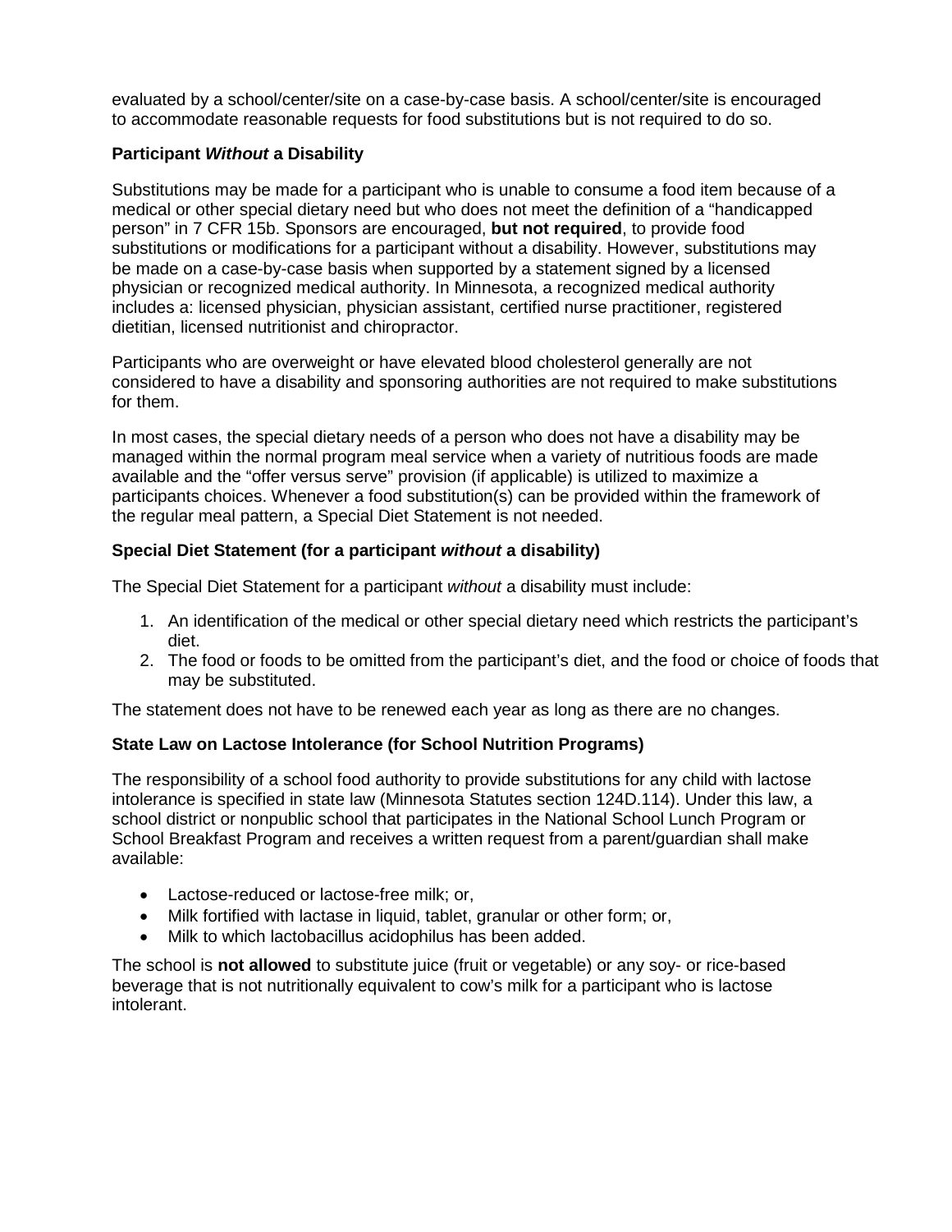evaluated by a school/center/site on a case-by-case basis. A school/center/site is encouraged to accommodate reasonable requests for food substitutions but is not required to do so.

### Participant *Without* a Disability

Substitutions may be made for a participant who is unable to consume a food item because of a medical or other special dietary need but who does not meet the definition of a "handicapped person" in 7 CFR 15b. Sponsors are encouraged, **but not required**, to provide food substitutions or modifications for a participant without a disability. However, substitutions may be made on a case-by-case basis when supported by a statement signed by a licensed physician or recognized medical authority. In Minnesota, a recognized medical authority includes a: licensed physician, physician assistant, certified nurse practitioner, registered dietitian, licensed nutritionist and chiropractor.

Participants who are overweight or have elevated blood cholesterol generally are not considered to have a disability and sponsoring authorities are not required to make substitutions for them.

In most cases, the special dietary needs of a person who does not have a disability may be managed within the normal program meal service when a variety of nutritious foods are made available and the "offer versus serve" provision (if applicable) is utilized to maximize a participants choices. Whenever a food substitution(s) can be provided within the framework of the regular meal pattern, a Special Diet Statement is not needed.

### Special Diet Statement (for a participant *without* a disability)

The Special Diet Statement for a participant *without* a disability must include:

1. An identification of the medical or other special dietary need which restricts the participant's diet.
2. The food or foods to be omitted from the participant's diet, and the food or choice of foods that may be substituted.

The statement does not have to be renewed each year as long as there are no changes.

### State Law on Lactose Intolerance (for School Nutrition Programs)

The responsibility of a school food authority to provide substitutions for any child with lactose intolerance is specified in state law (Minnesota Statutes section 124D.114). Under this law, a school district or nonpublic school that participates in the National School Lunch Program or School Breakfast Program and receives a written request from a parent/guardian shall make available:

- Lactose-reduced or lactose-free milk; or,
- Milk fortified with lactase in liquid, tablet, granular or other form; or,
- Milk to which lactobacillus acidophilus has been added.

The school is **not allowed** to substitute juice (fruit or vegetable) or any soy- or rice-based beverage that is not nutritionally equivalent to cow's milk for a participant who is lactose intolerant.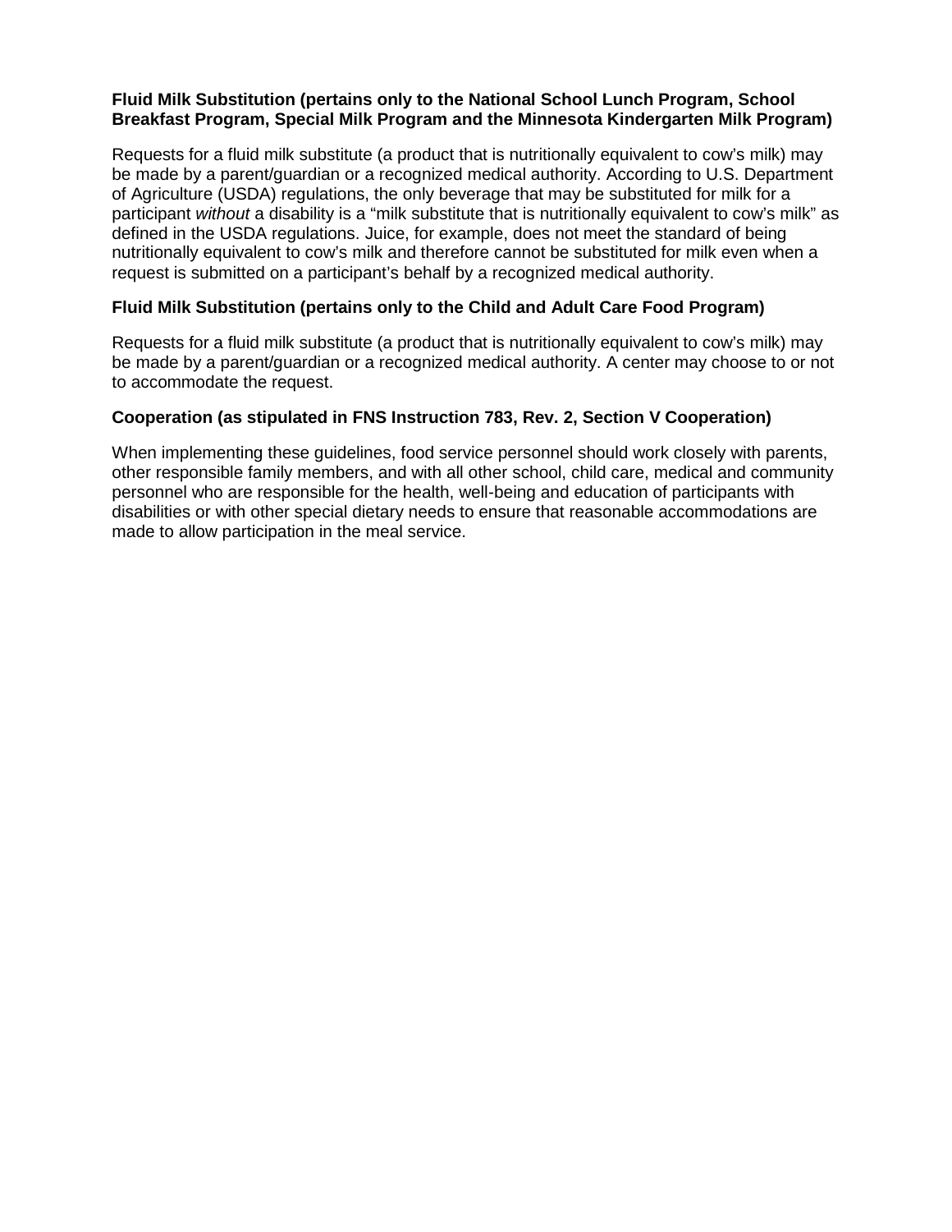**Fluid Milk Substitution (pertains only to the National School Lunch Program, School Breakfast Program, Special Milk Program and the Minnesota Kindergarten Milk Program)**

Requests for a fluid milk substitute (a product that is nutritionally equivalent to cow's milk) may be made by a parent/guardian or a recognized medical authority. According to U.S. Department of Agriculture (USDA) regulations, the only beverage that may be substituted for milk for a participant *without* a disability is a "milk substitute that is nutritionally equivalent to cow's milk" as defined in the USDA regulations. Juice, for example, does not meet the standard of being nutritionally equivalent to cow's milk and therefore cannot be substituted for milk even when a request is submitted on a participant's behalf by a recognized medical authority.

**Fluid Milk Substitution (pertains only to the Child and Adult Care Food Program)**

Requests for a fluid milk substitute (a product that is nutritionally equivalent to cow's milk) may be made by a parent/guardian or a recognized medical authority. A center may choose to or not to accommodate the request.

**Cooperation (as stipulated in FNS Instruction 783, Rev. 2, Section V Cooperation)**

When implementing these guidelines, food service personnel should work closely with parents, other responsible family members, and with all other school, child care, medical and community personnel who are responsible for the health, well-being and education of participants with disabilities or with other special dietary needs to ensure that reasonable accommodations are made to allow participation in the meal service.